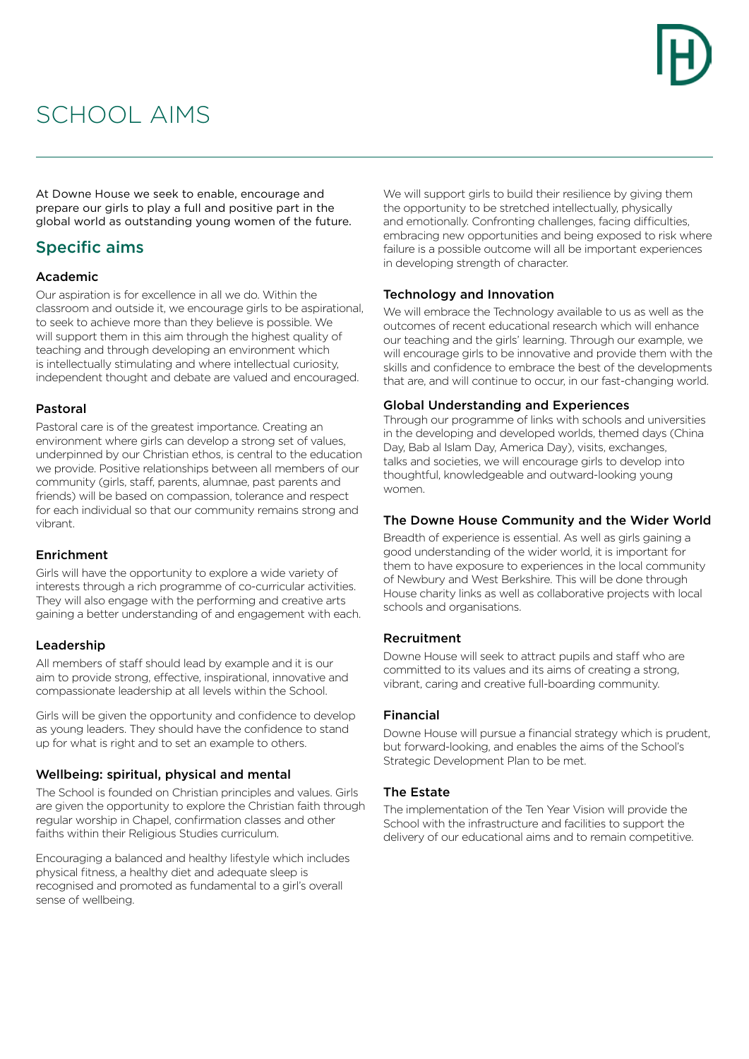# SCHOOL AIMS

At Downe House we seek to enable, encourage and prepare our girls to play a full and positive part in the global world as outstanding young women of the future.

## Specific aims

### Academic

Our aspiration is for excellence in all we do. Within the classroom and outside it, we encourage girls to be aspirational, to seek to achieve more than they believe is possible. We will support them in this aim through the highest quality of teaching and through developing an environment which is intellectually stimulating and where intellectual curiosity, independent thought and debate are valued and encouraged.

### Pastoral

Pastoral care is of the greatest importance. Creating an environment where girls can develop a strong set of values, underpinned by our Christian ethos, is central to the education we provide. Positive relationships between all members of our community (girls, staff, parents, alumnae, past parents and friends) will be based on compassion, tolerance and respect for each individual so that our community remains strong and vibrant.

### Enrichment

Girls will have the opportunity to explore a wide variety of interests through a rich programme of co-curricular activities. They will also engage with the performing and creative arts gaining a better understanding of and engagement with each.

### Leadership

All members of staff should lead by example and it is our aim to provide strong, effective, inspirational, innovative and compassionate leadership at all levels within the School.

Girls will be given the opportunity and confidence to develop as young leaders. They should have the confidence to stand up for what is right and to set an example to others.

### Wellbeing: spiritual, physical and mental

The School is founded on Christian principles and values. Girls are given the opportunity to explore the Christian faith through regular worship in Chapel, confirmation classes and other faiths within their Religious Studies curriculum.

Encouraging a balanced and healthy lifestyle which includes physical fitness, a healthy diet and adequate sleep is recognised and promoted as fundamental to a girl's overall sense of wellbeing.

We will support girls to build their resilience by giving them the opportunity to be stretched intellectually, physically and emotionally. Confronting challenges, facing difficulties, embracing new opportunities and being exposed to risk where failure is a possible outcome will all be important experiences in developing strength of character.

### Technology and Innovation

We will embrace the Technology available to us as well as the outcomes of recent educational research which will enhance our teaching and the girls' learning. Through our example, we will encourage girls to be innovative and provide them with the skills and confidence to embrace the best of the developments that are, and will continue to occur, in our fast-changing world.

### Global Understanding and Experiences

Through our programme of links with schools and universities in the developing and developed worlds, themed days (China Day, Bab al Islam Day, America Day), visits, exchanges, talks and societies, we will encourage girls to develop into thoughtful, knowledgeable and outward-looking young women.

### The Downe House Community and the Wider World

Breadth of experience is essential. As well as girls gaining a good understanding of the wider world, it is important for them to have exposure to experiences in the local community of Newbury and West Berkshire. This will be done through House charity links as well as collaborative projects with local schools and organisations.

### Recruitment

Downe House will seek to attract pupils and staff who are committed to its values and its aims of creating a strong, vibrant, caring and creative full-boarding community.

### Financial

Downe House will pursue a financial strategy which is prudent, but forward-looking, and enables the aims of the School's Strategic Development Plan to be met.

### The Estate

The implementation of the Ten Year Vision will provide the School with the infrastructure and facilities to support the delivery of our educational aims and to remain competitive.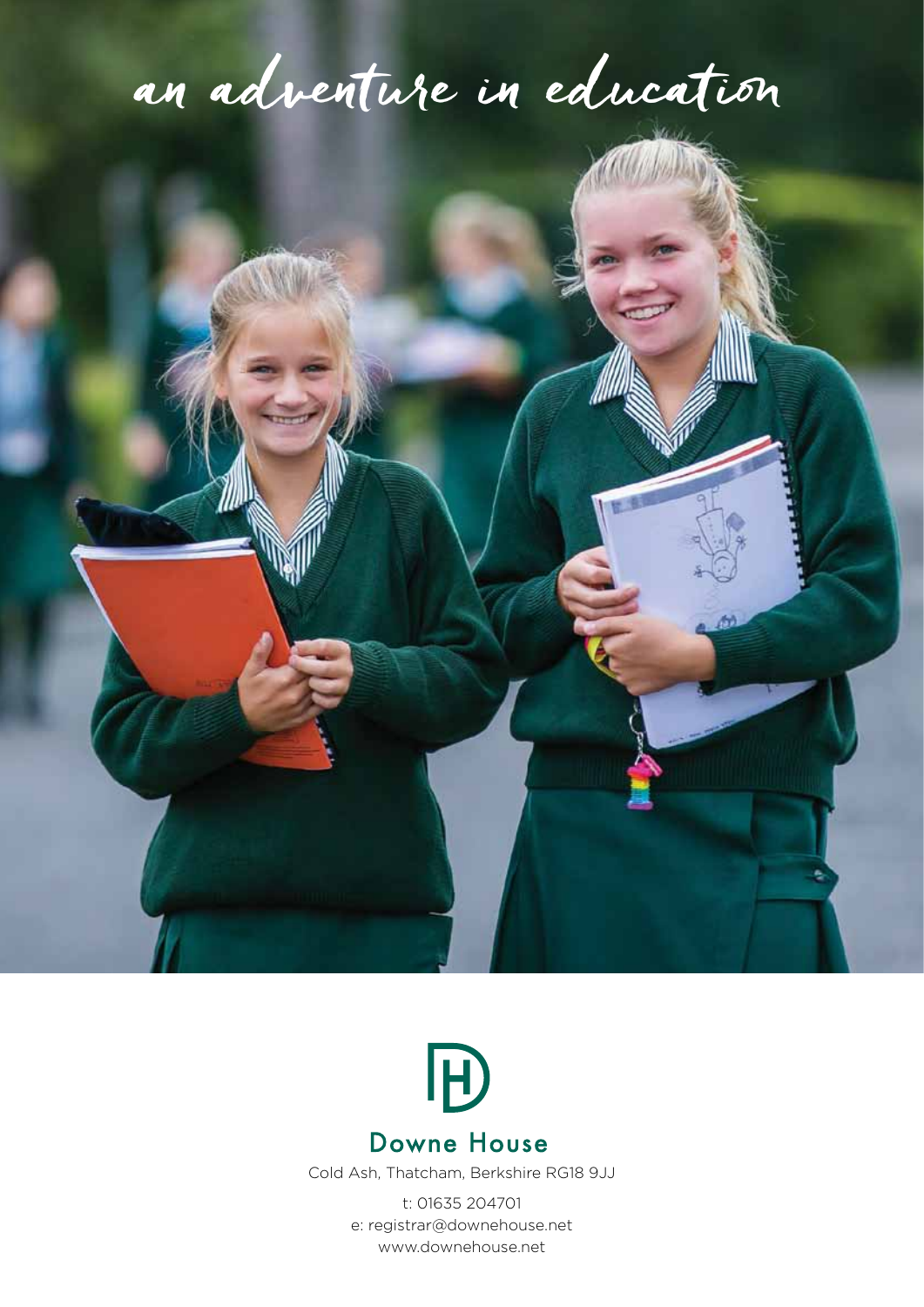an adventure in education

Downe House

Cold Ash, Thatcham, Berkshire RG18 9JJ

t: 01635 204701
e: registrar@downehouse.net
www.downehouse.net